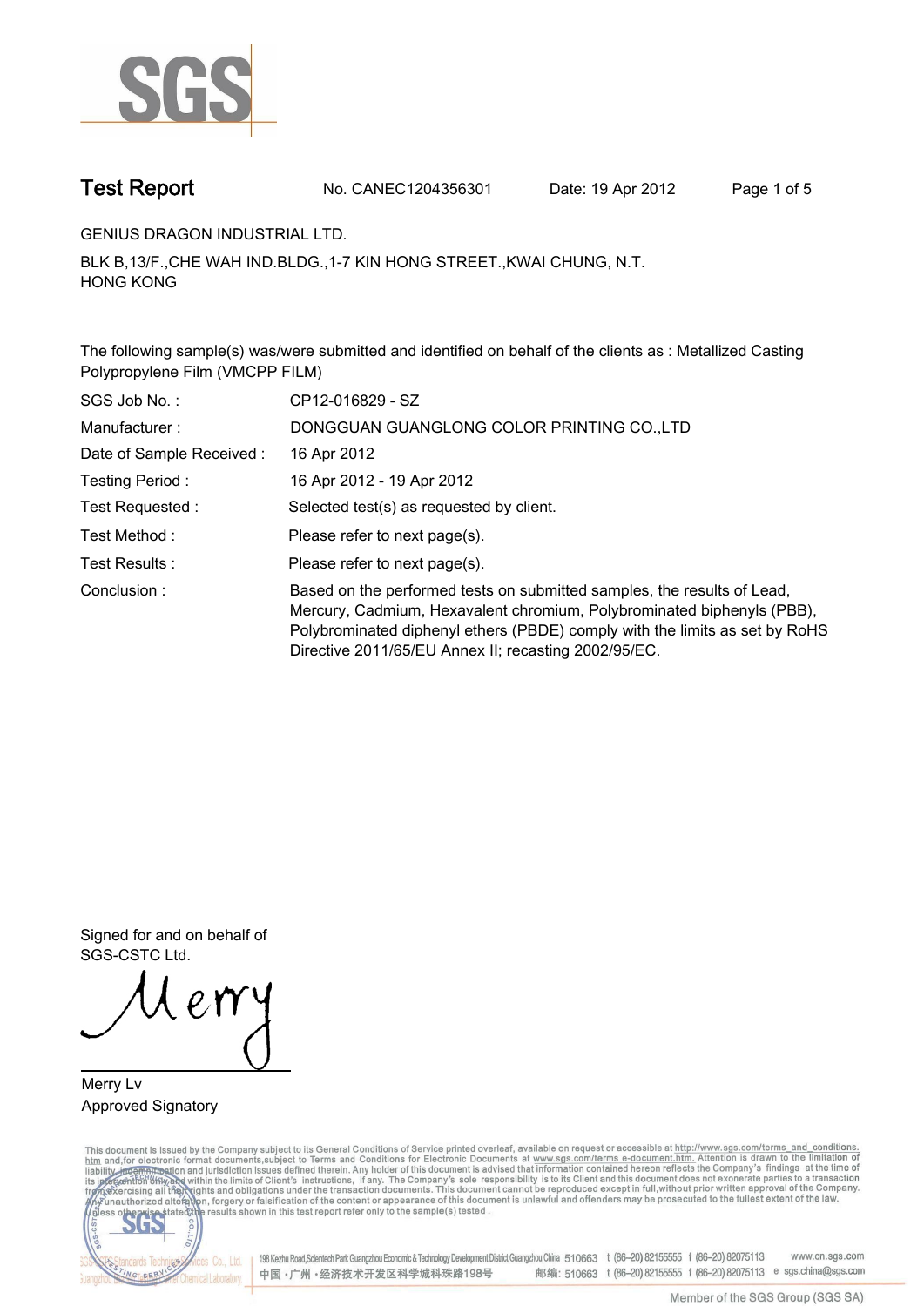# Test Report

No. CANEC1204356301 Date: 19 Apr 2012

GENIUS DRAGON INDUSTRIAL LTD.

BLK B,13/F.,CHE WAH IND.BLDG.,1-7 KIN HONG STREET.,KWAI CHUNG, N.T.
HONG KONG

The following sample(s) was/were submitted and identified on behalf of the clients as : Metallized Casting Polypropylene Film (VMCPP FILM)

| | |
|---|---|
| SGS Job No. : | CP12-016829 - SZ |
| Manufacturer : | DONGGUAN GUANGLONG COLOR PRINTING CO.,LTD |
| Date of Sample Received : | 16 Apr 2012 |
| Testing Period : | 16 Apr 2012 - 19 Apr 2012 |
| Test Requested : | Selected test(s) as requested by client. |
| Test Method : | Please refer to next page(s). |
| Test Results : | Please refer to next page(s). |
| Conclusion : | Based on the performed tests on submitted samples, the results of Lead, Mercury, Cadmium, Hexavalent chromium, Polybrominated biphenyls (PBB), Polybrominated diphenyl ethers (PBDE) comply with the limits as set by RoHS Directive 2011/65/EU Annex II; recasting 2002/95/EC. |

Signed for and on behalf of
SGS-CSTC Ltd.

Merry Lv
Approved Signatory

This document is issued by the Company subject to its General Conditions of Service printed overleaf, available on request or accessible at http://www.sgs.com/terms_and_conditions.htm and,for electronic format documents,subject to Terms and Conditions for Electronic Documents at www.sgs.com/terms_e-document.htm. Attention is drawn to the limitation of liability, indemnification and jurisdiction issues defined therein. Any holder of this document is advised that information contained hereon reflects the Company's findings at the time of its intervention only and within the limits of Client's instructions, if any. The Company's sole responsibility is to its Client and this document does not exonerate parties to a transaction from exercising all their rights and obligations under the transaction documents. This document cannot be reproduced except in full,without prior written approval of the Company. Any unauthorized alteration, forgery or falsification of the content or appearance of this document is unlawful and offenders may be prosecuted to the fullest extent of the law. Unless otherwise stated the results shown in this test report refer only to the sample(s) tested .

198 Kezhu Road,Scientech Park Guangzhou Economic & Technology Development District,Guangzhou,China 510663 t (86-20) 82155555 f (86-20) 82075113 www.cn.sgs.com
中国・广州・经济技术开发区科学城科珠路198号 邮编: 510663 t (86-20) 82155555 f (86-20) 82075113 e sgs.china@sgs.com

Member of the SGS Group (SGS SA)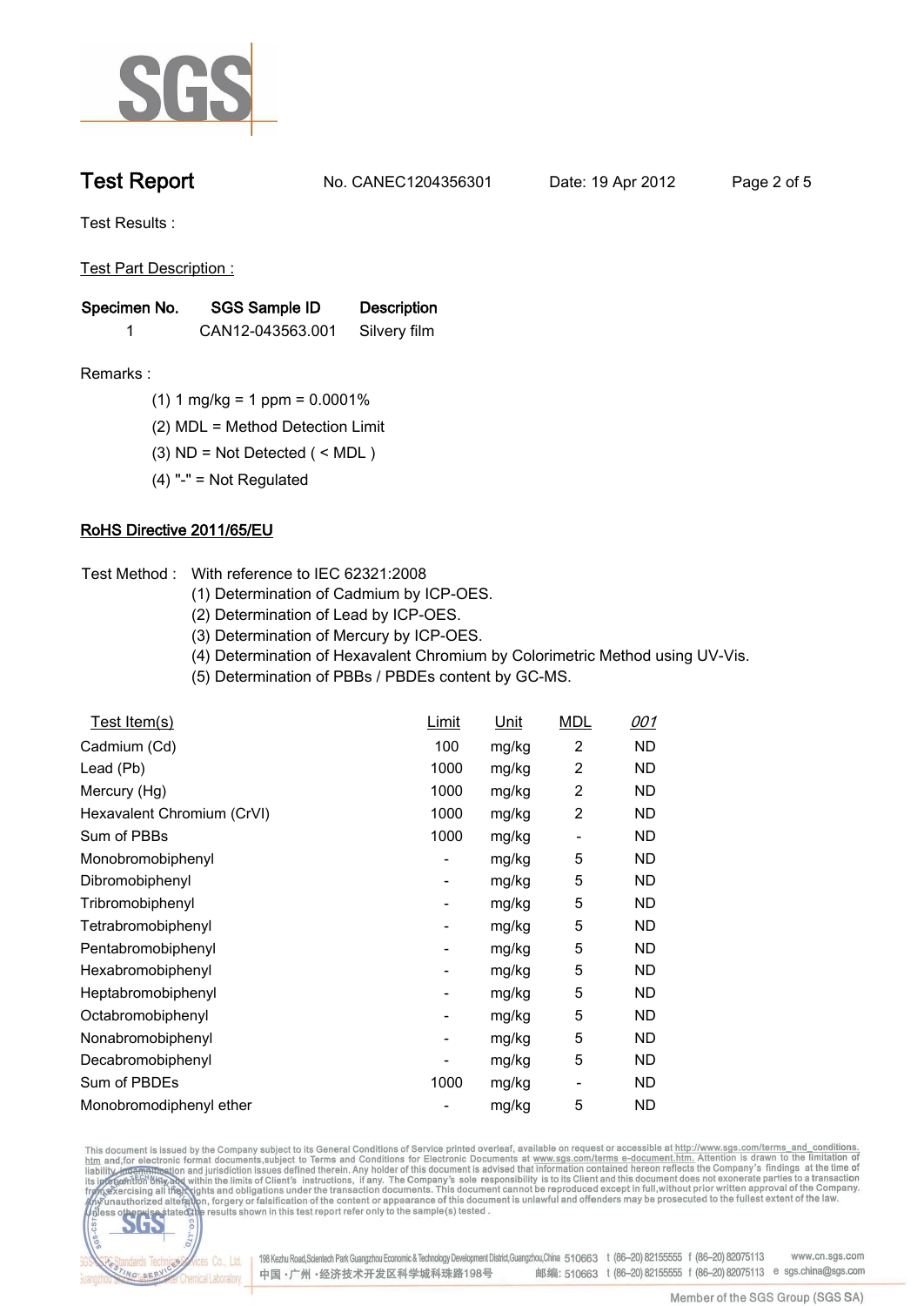# Test Report

No. CANEC1204356301 Date: 19 Apr 2012

Test Results :

Test Part Description :

| Specimen No. | SGS Sample ID | Description |
|---|---|---|
| 1 | CAN12-043563.001 | Silvery film |

Remarks :

(1) 1 mg/kg = 1 ppm = 0.0001%

(2) MDL = Method Detection Limit

(3) ND = Not Detected ( < MDL )

(4) "-" = Not Regulated

## RoHS Directive 2011/65/EU

Test Method : With reference to IEC 62321:2008

(1) Determination of Cadmium by ICP-OES.

(2) Determination of Lead by ICP-OES.

(3) Determination of Mercury by ICP-OES.

(4) Determination of Hexavalent Chromium by Colorimetric Method using UV-Vis.

(5) Determination of PBBs / PBDEs content by GC-MS.

| Test Item(s) | Limit | Unit | MDL | 001 |
|---|---|---|---|---|
| Cadmium (Cd) | 100 | mg/kg | 2 | ND |
| Lead (Pb) | 1000 | mg/kg | 2 | ND |
| Mercury (Hg) | 1000 | mg/kg | 2 | ND |
| Hexavalent Chromium (CrVI) | 1000 | mg/kg | 2 | ND |
| Sum of PBBs | 1000 | mg/kg | - | ND |
| Monobromobiphenyl | - | mg/kg | 5 | ND |
| Dibromobiphenyl | - | mg/kg | 5 | ND |
| Tribromobiphenyl | - | mg/kg | 5 | ND |
| Tetrabromobiphenyl | - | mg/kg | 5 | ND |
| Pentabromobiphenyl | - | mg/kg | 5 | ND |
| Hexabromobiphenyl | - | mg/kg | 5 | ND |
| Heptabromobiphenyl | - | mg/kg | 5 | ND |
| Octabromobiphenyl | - | mg/kg | 5 | ND |
| Nonabromobiphenyl | - | mg/kg | 5 | ND |
| Decabromobiphenyl | - | mg/kg | 5 | ND |
| Sum of PBDEs | 1000 | mg/kg | - | ND |
| Monobromodiphenyl ether | - | mg/kg | 5 | ND |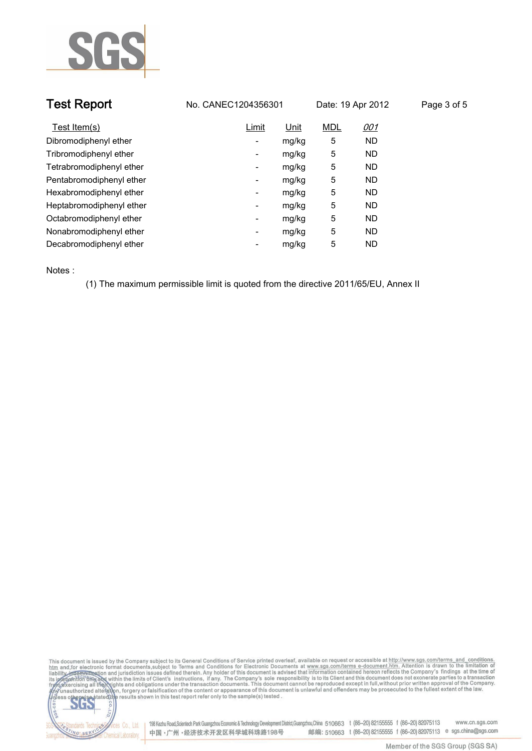| Test Item(s) | Limit | Unit | MDL | *001* |
|---|---|---|---|---|
| Dibromodiphenyl ether | - | mg/kg | 5 | ND |
| Tribromodiphenyl ether | - | mg/kg | 5 | ND |
| Tetrabromodiphenyl ether | - | mg/kg | 5 | ND |
| Pentabromodiphenyl ether | - | mg/kg | 5 | ND |
| Hexabromodiphenyl ether | - | mg/kg | 5 | ND |
| Heptabromodiphenyl ether | - | mg/kg | 5 | ND |
| Octabromodiphenyl ether | - | mg/kg | 5 | ND |
| Nonabromodiphenyl ether | - | mg/kg | 5 | ND |
| Decabromodiphenyl ether | - | mg/kg | 5 | ND |

Notes :

(1) The maximum permissible limit is quoted from the directive 2011/65/EU, Annex II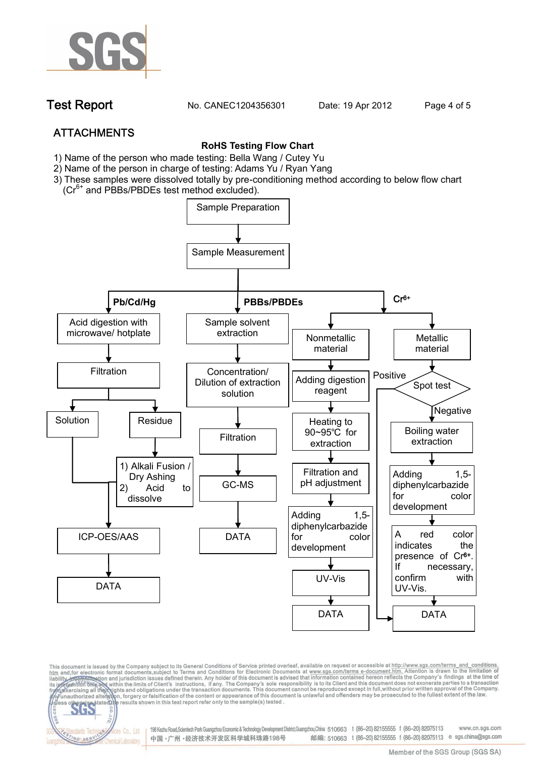## ATTACHMENTS

**RoHS Testing Flow Chart**

1) Name of the person who made testing: Bella Wang / Cutey Yu
2) Name of the person in charge of testing: Adams Yu / Ryan Yang
3) These samples were dissolved totally by pre-conditioning method according to below flow chart ($Cr^{6+}$ and PBBs/PBDEs test method excluded).

Sample Preparation → Sample Measurement

**Pb/Cd/Hg**
- Acid digestion with microwave/ hotplate
- Filtration
- Solution / Residue
  - Residue → 1) Alkali Fusion / Dry Ashing 2) Acid to dissolve
- ICP-OES/AAS
- DATA

**PBBs/PBDEs**
- Sample solvent extraction
- Concentration/ Dilution of extraction solution
- Filtration
- GC-MS
- DATA

**$Cr^{6+}$**

Nonmetallic material
- Adding digestion reagent
- Heating to 90~95℃ for extraction
- Filtration and pH adjustment
- Adding 1,5-diphenylcarbazide for color development
- UV-Vis
- DATA

Metallic material
- Spot test
  - Positive → DATA
  - Negative → Boiling water extraction
- Adding 1,5-diphenylcarbazide for color development
- A red color indicates the presence of $Cr^{6+}$. If necessary, confirm with UV-Vis.
- DATA

This document is issued by the Company subject to its General Conditions of Service printed overleaf, available on request or accessible at http://www.sgs.com/terms_and_conditions.htm and, for electronic format documents, subject to Terms and Conditions for Electronic Documents at www.sgs.com/terms_e-document.htm. Attention is drawn to the limitation of liability, indemnification and jurisdiction issues defined therein. Any holder of this document is advised that information contained hereon reflects the Company's findings at the time of its intervention only and within the limits of Client's instructions, if any. The Company's sole responsibility is to its Client and this document does not exonerate parties to a transaction from exercising all their rights and obligations under the transaction documents. This document cannot be reproduced except in full, without prior written approval of the Company. Any unauthorized alteration, forgery or falsification of the content or appearance of this document is unlawful and offenders may be prosecuted to the fullest extent of the law. Unless otherwise stated the results shown in this test report refer only to the sample(s) tested.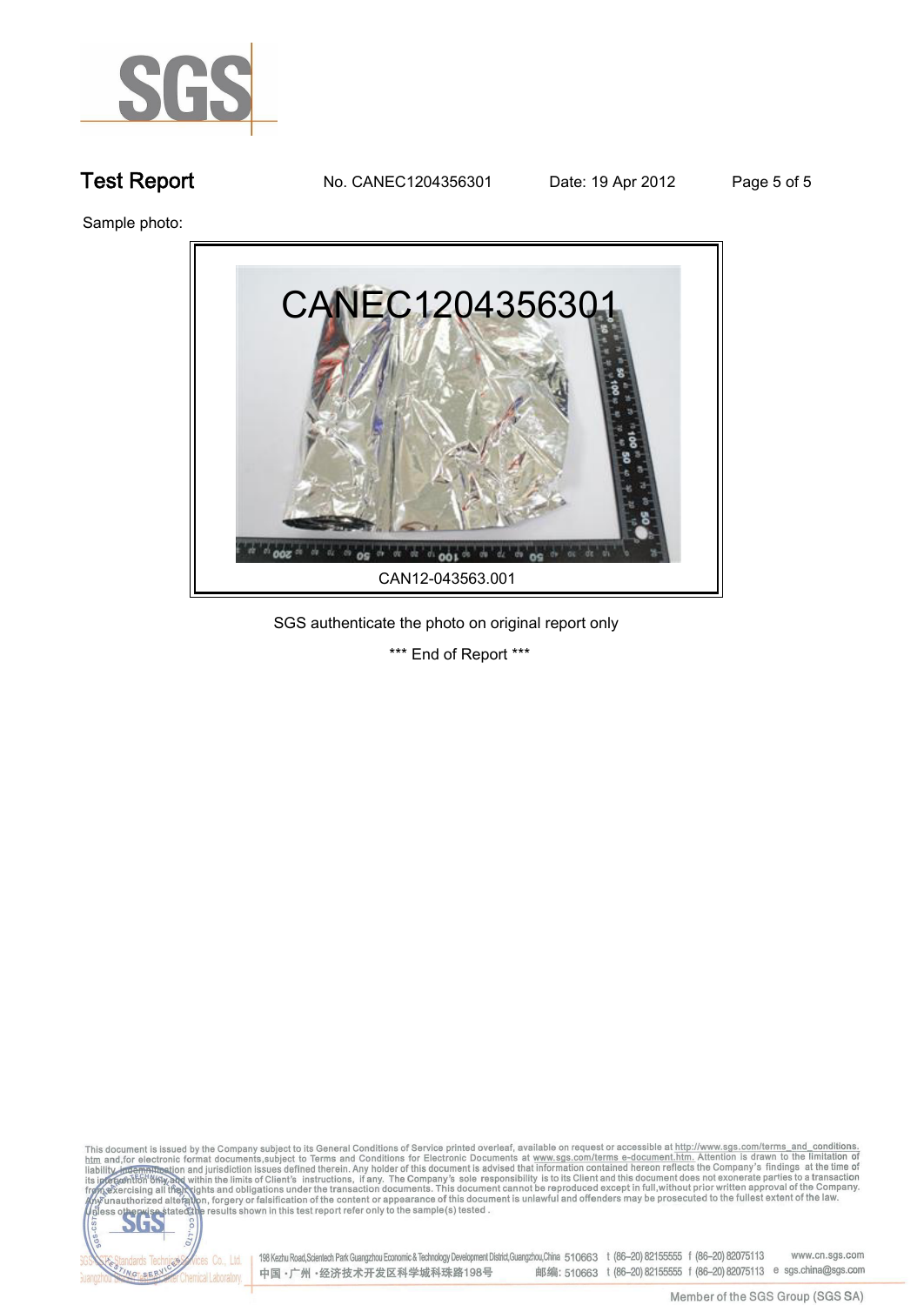# Test Report

No. CANEC1204356301 Date: 19 Apr 2012

Sample photo:

CANEC1204356301

CAN12-043563.001

SGS authenticate the photo on original report only

*** End of Report ***

This document is issued by the Company subject to its General Conditions of Service printed overleaf, available on request or accessible at http://www.sgs.com/terms_and_conditions.htm and, for electronic format documents, subject to Terms and Conditions for Electronic Documents at www.sgs.com/terms_e-document.htm. Attention is drawn to the limitation of liability, indemnification and jurisdiction issues defined therein. Any holder of this document is advised that information contained hereon reflects the Company's findings at the time of its intervention only and within the limits of Client's instructions, if any. The Company's sole responsibility is to its Client and this document does not exonerate parties to a transaction from exercising all their rights and obligations under the transaction documents. This document cannot be reproduced except in full, without prior written approval of the Company. Any unauthorized alteration, forgery or falsification of the content or appearance of this document is unlawful and offenders may be prosecuted to the fullest extent of the law. Unless otherwise stated the results shown in this test report refer only to the sample(s) tested .

198 Kezhu Road,Scientech Park Guangzhou Economic & Technology Development District,Guangzhou,China 510663 t (86–20) 82155555 f (86–20) 82075113 www.cn.sgs.com

中国·广州·经济技术开发区科学城科珠路198号 邮编: 510663 t (86–20) 82155555 f (86–20) 82075113 e sgs.china@sgs.com

Member of the SGS Group (SGS SA)